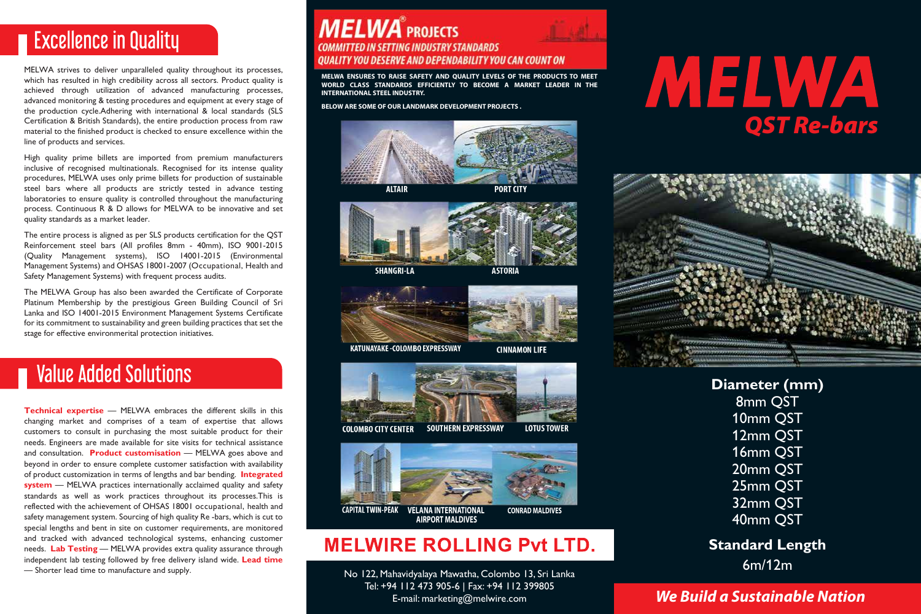## Excellence in Quality

MELWA strives to deliver unparalleled quality throughout its processes, which has resulted in high credibility across all sectors. Product quality is achieved through utilization of advanced manufacturing processes, advanced monitoring & testing procedures and equipment at every stage of the production cycle.Adhering with international & local standards (SLS Certification & British Standards), the entire production process from raw material to the finished product is checked to ensure excellence within the line of products and services.

High quality prime billets are imported from premium manufacturers inclusive of recognised multinationals. Recognised for its intense quality procedures, MELWA uses only prime billets for production of sustainable steel bars where all products are strictly tested in advance testing laboratories to ensure quality is controlled throughout the manufacturing process. Continuous R & D allows for MELWA to be innovative and set quality standards as a market leader.

The entire process is aligned as per SLS products certification for the QST Reinforcement steel bars (All profiles 8mm - 40mm), ISO 9001-2015 (Quality Management systems), ISO 14001-2015 (Environmental Management Systems) and OHSAS 18001-2007 (Occupational, Health and Safety Management Systems) with frequent process audits.

The MELWA Group has also been awarded the Certificate of Corporate Platinum Membership by the prestigious Green Building Council of Sri Lanka and ISO 14001-2015 Environment Management Systems Certificate for its commitment to sustainability and green building practices that set the stage for effective environmerital protection initiatives.

## Value Added Solutions

**Technical expertise** — MELWA embraces the different skills in this changing market and comprises of a team of expertise that allows customers to consult in purchasing the most suitable product for their needs. Engineers are made available for site visits for technical assistance and consultation. **Product customisation** — MELWA goes above and beyond in order to ensure complete customer satisfaction with availability of product customization in terms of lengths and bar bending. **Integrated system** — MELWA practices internationally acclaimed quality and safety standards as well as work practices throughout its processes.This is reflected with the achievement of OHSAS 18001 occupational, health and safety management system. Sourcing of high quality Re -bars, which is cut to special lengths and bent in site on customer requirements, are monitored and tracked with advanced technological systems, enhancing customer needs. **Lab Testing** — MELWA provides extra quality assurance through independent lab testing followed by free delivery island wide. **Lead time** — Shorter lead time to manufacture and supply.

## MELWA® PROJECTS

**COMMITTED IN SETTING INDUSTRY STANDARDS**
**QUALITY YOU DESERVE AND DEPENDABILITY YOU CAN COUNT ON**

MELWA ENSURES TO RAISE SAFETY AND QUALITY LEVELS OF THE PRODUCTS TO MEET WORLD CLASS STANDARDS EFFICIENTLY TO BECOME A MARKET LEADER IN THE INTERNATIONAL STEEL INDUSTRY.

BELOW ARE SOME OF OUR LANDMARK DEVELOPMENT PROJECTS .

ALTAIR
PORT CITY
SHANGRI-LA
ASTORIA
KATUNAYAKE -COLOMBO EXPRESSWAY
CINNAMON LIFE
COLOMBO CITY CENTER
SOUTHERN EXPRESSWAY
LOTUS TOWER
CAPITAL TWIN-PEAK
VELANA INTERNATIONAL AIRPORT MALDIVES
CONRAD MALDIVES

## MELWIRE ROLLING Pvt LTD.

No 122, Mahavidyalaya Mawatha, Colombo 13, Sri Lanka
Tel: +94 112 473 905-6 | Fax: +94 112 399805
E-mail: marketing@melwire.com

# MELWA

## *QST Re-bars*

**Diameter (mm)**

8mm QST
10mm QST
12mm QST
16mm QST
20mm QST
25mm QST
32mm QST
40mm QST

**Standard Length**

6m/12m

***We Build a Sustainable Nation***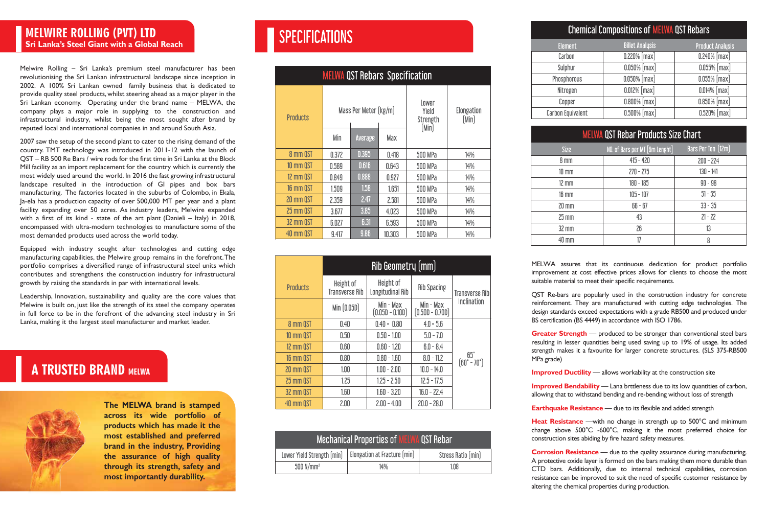## MELWIRE ROLLING (PVT) LTD

**Sri Lanka's Steel Giant with a Global Reach**

Melwire Rolling – Sri Lanka's premium steel manufacturer has been revolutionising the Sri Lankan infrastructural landscape since inception in 2002. A 100% Sri Lankan owned family business that is dedicated to provide quality steel products, whilst steering ahead as a major player in the Sri Lankan economy. Operating under the brand name – MELWA, the company plays a major role in supplying to the construction and infrastructural industry, whilst being the most sought after brand by reputed local and international companies in and around South Asia.

2007 saw the setup of the second plant to cater to the rising demand of the country. TMT technology was introduced in 2011-12 with the launch of QST – RB 500 Re Bars / wire rods for the first time in Sri Lanka at the Block Mill facility as an import replacement for the country which is currently the most widely used around the world. In 2016 the fast growing infrastructural landscape resulted in the introduction of GI pipes and box bars manufacturing. The factories located in the suburbs of Colombo, in Ekala, Ja-ela has a production capacity of over 500,000 MT per year and a plant facility expanding over 50 acres. As industry leaders, Melwire expanded with a first of its kind - state of the art plant (Danieli – Italy) in 2018, encompassed with ultra-modern technologies to manufacture some of the most demanded products used across the world today.

Equipped with industry sought after technologies and cutting edge manufacturing capabilities, the Melwire group remains in the forefront. The portfolio comprises a diversified range of infrastructural steel units which contributes and strengthens the construction industry for infrastructural growth by raising the standards in par with international levels.

Leadership, Innovation, sustainability and quality are the core values that Melwire is built on, just like the strength of its steel the company operates in full force to be in the forefront of the advancing steel industry in Sri Lanka, making it the largest steel manufacturer and market leader.

## A TRUSTED BRAND MELWA

**The MELWA brand is stamped across its wide portfolio of products which has made it the most established and preferred brand in the industry, Providing the assurance of high quality through its strength, safety and most importantly durability.**

# SPECIFICATIONS

### MELWA QST Rebars Specification

| Products | Mass Per Meter (kg/m) | | | Lower Yield Strength (Min) | Elongation (Min) |
|---|---|---|---|---|---|
| | Min | Average | Max | | |
| 8 mm QST | 0.372 | 0.395 | 0.418 | 500 MPa | 14% |
| 10 mm QST | 0.589 | 0.616 | 0.643 | 500 MPa | 14% |
| 12 mm QST | 0.849 | 0.888 | 0.927 | 500 MPa | 14% |
| 16 mm QST | 1.509 | 1.58 | 1.651 | 500 MPa | 14% |
| 20 mm QST | 2.359 | 2.47 | 2.581 | 500 MPa | 14% |
| 25 mm QST | 3.677 | 3.85 | 4.023 | 500 MPa | 14% |
| 32 mm QST | 6.027 | 6.31 | 6.593 | 500 MPa | 14% |
| 40 mm QST | 9.417 | 9.86 | 10.303 | 500 MPa | 14% |

### Rib Geometry (mm)

| Products | Height of Transverse Rib | Height of Longitudinal Rib | Rib Spacing | Transverse Rib Inclination |
|---|---|---|---|---|
| | Min (0.05D) | Min - Max (0.05D - 0.10D) | Min - Max (0.50D - 0.70D) | |
| 8 mm QST | 0.40 | 0.40 - 0.80 | 4.0 - 5.6 | 65° (60° - 70°) |
| 10 mm QST | 0.50 | 0.50 - 1.00 | 5.0 - 7.0 | |
| 12 mm QST | 0.60 | 0.60 - 1.20 | 6.0 - 8.4 | |
| 16 mm QST | 0.80 | 0.80 - 1.60 | 8.0 - 11.2 | |
| 20 mm QST | 1.00 | 1.00 - 2.00 | 10.0 - 14.0 | |
| 25 mm QST | 1.25 | 1.25 - 2.50 | 12.5 - 17.5 | |
| 32 mm QST | 1.60 | 1.60 - 3.20 | 16.0 - 22.4 | |
| 40 mm QST | 2.00 | 2.00 - 4.00 | 20.0 - 28.0 | |

### Mechanical Properties of MELWA QST Rebar

| Lower Yield Strength (min) | Elongation at Fracture (min) | Stress Ratio (min) |
|---|---|---|
| 500 N/mm$^2$ | 14% | 1.08 |

### Chemical Compositions of MELWA QST Rebars

| Element | Billet Analysis | Product Analysis |
|---|---|---|
| Carbon | 0.220% (max) | 0.240% (max) |
| Sulphur | 0.050% (max) | 0.055% (max) |
| Phosphorous | 0.050% (max) | 0.055% (max) |
| Nitrogen | 0.012% (max) | 0.014% (max) |
| Copper | 0.800% (max) | 0.850% (max) |
| Carbon Equivalent | 0.500% (max) | 0.520% (max) |

### MELWA QST Rebar Products Size Chart

| Size | NO. of Bars per MT (6m Lenght) | Bars Per Ton (12m) |
|---|---|---|
| 8 mm | 415 - 420 | 200 - 224 |
| 10 mm | 270 - 275 | 130 - 141 |
| 12 mm | 180 - 185 | 90 - 98 |
| 16 mm | 105 - 107 | 51 - 55 |
| 20 mm | 66 - 67 | 33 - 35 |
| 25 mm | 43 | 21 - 22 |
| 32 mm | 26 | 13 |
| 40 mm | 17 | 8 |

MELWA assures that its continuous dedication for product portfolio improvement at cost effective prices allows for clients to choose the most suitable material to meet their specific requirements.

QST Re-bars are popularly used in the construction industry for concrete reinforcement. They are manufactured with cutting edge technologies. The design standards exceed expectations with a grade RB500 and produced under BS certification (BS 4449) in accordance with ISO 1786.

**Greater Strength** — produced to be stronger than conventional steel bars resulting in lesser quantities being used saving up to 19% of usage. Its added strength makes it a favourite for larger concrete structures. (SLS 375-RB500 MPa grade)

**Improved Ductility** — allows workability at the construction site

**Improved Bendability** — Lana brttleness due to its low quantities of carbon, allowing that to withstand bending and re-bending without loss of strength

**Earthquake Resistance** — due to its flexible and added strength

**Heat Resistance** —with no change in strength up to 500°C and minimum change above 500°C -600°C, making it the most preferred choice for construction sites abiding by fire hazard safety measures.

**Corrosion Resistance** — due to the quality assurance during manufacturing. A protective oxide layer is formed on the bars making them more durable than CTD bars. Additionally, due to internal technical capabilities, corrosion resistance can be improved to suit the need of specific customer resistance by altering the chemical properties during production.